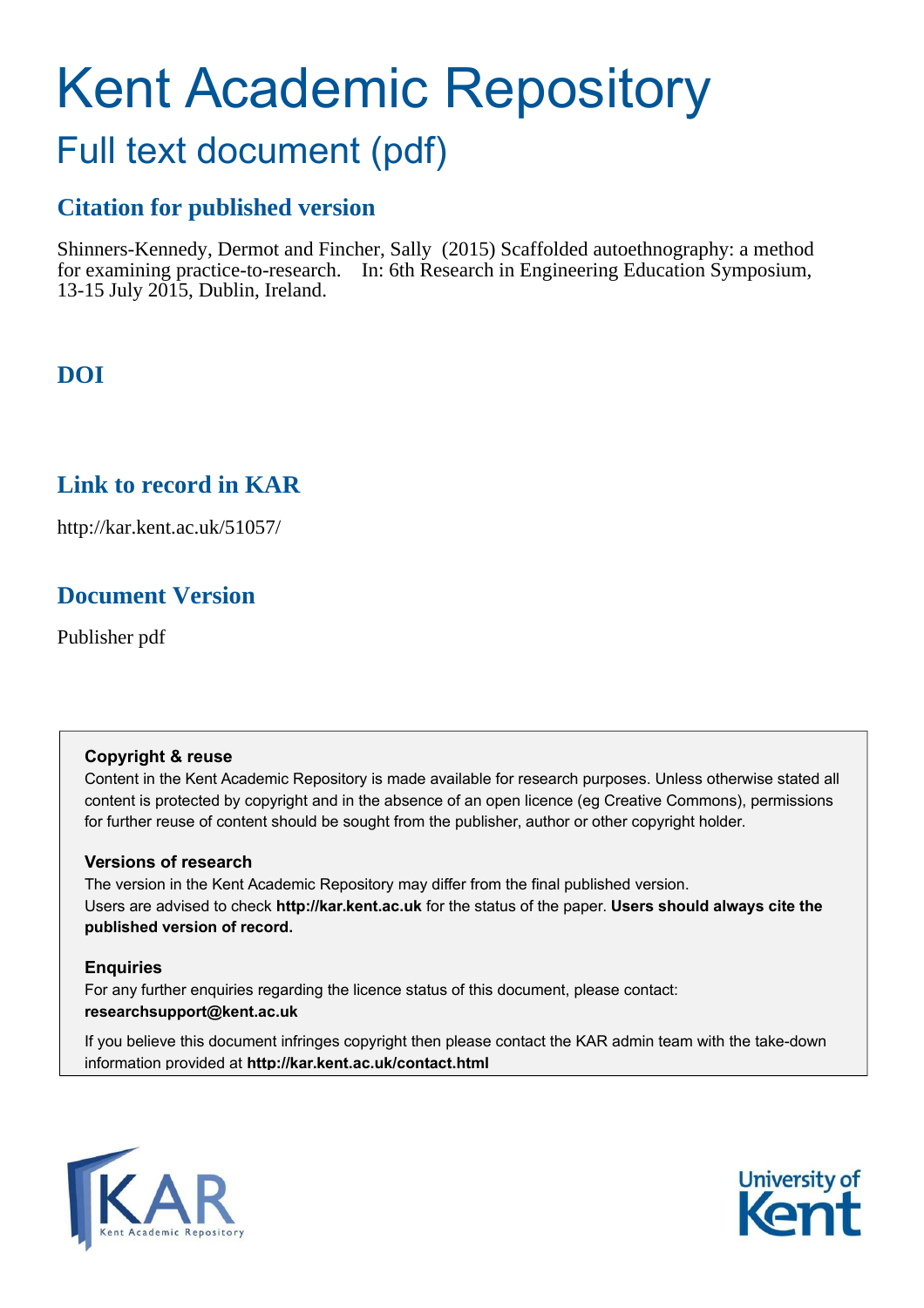# Kent Academic Repository

## Full text document (pdf)

### Citation for published version

Shinners-Kennedy, Dermot and Fincher, Sally (2015) Scaffolded autoethnography: a method for examining practice-to-research. In: 6th Research in Engineering Education Symposium, 13-15 July 2015, Dublin, Ireland.

### DOI

### Link to record in KAR

http://kar.kent.ac.uk/51057/

### Document Version

Publisher pdf

**Copyright & reuse**

Content in the Kent Academic Repository is made available for research purposes. Unless otherwise stated all content is protected by copyright and in the absence of an open licence (eg Creative Commons), permissions for further reuse of content should be sought from the publisher, author or other copyright holder.

**Versions of research**

The version in the Kent Academic Repository may differ from the final published version. Users are advised to check **http://kar.kent.ac.uk** for the status of the paper. **Users should always cite the published version of record.**

**Enquiries**

For any further enquiries regarding the licence status of this document, please contact: **researchsupport@kent.ac.uk**

If you believe this document infringes copyright then please contact the KAR admin team with the take-down information provided at **http://kar.kent.ac.uk/contact.html**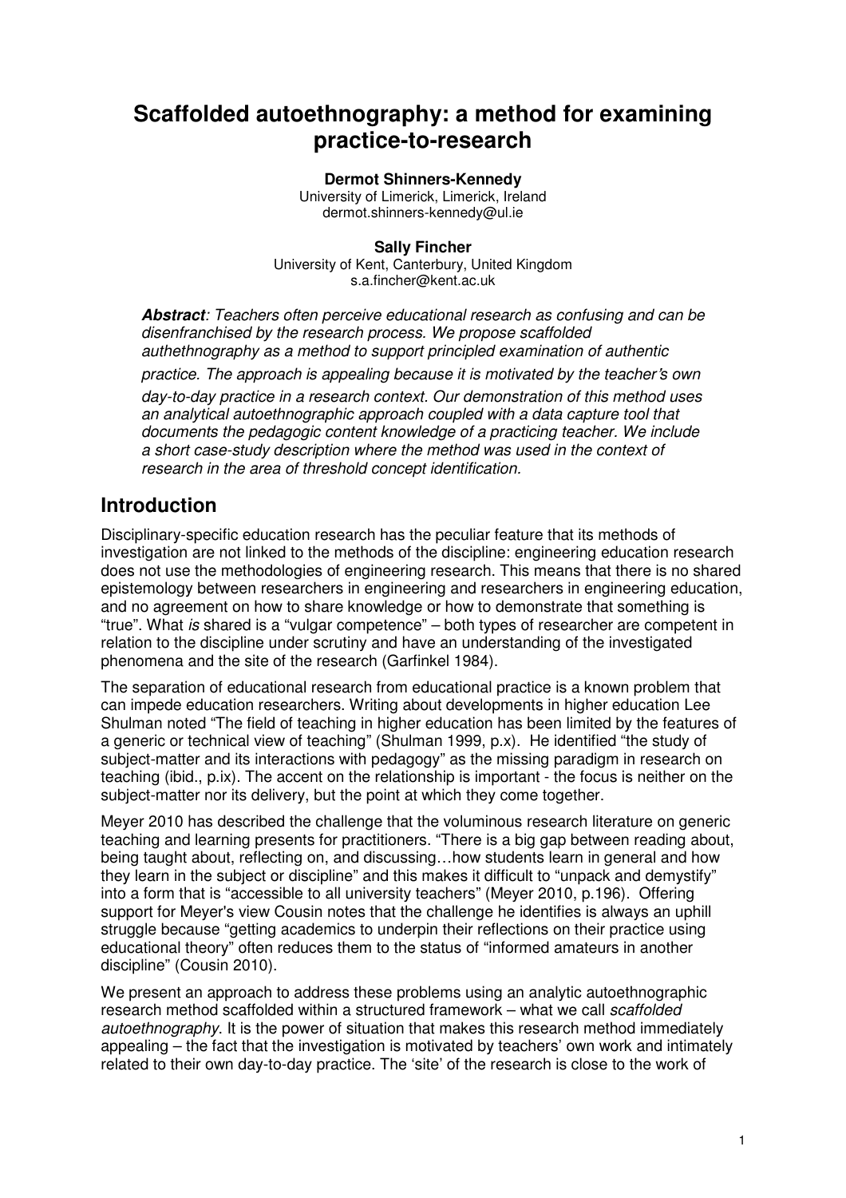# Scaffolded autoethnography: a method for examining practice-to-research

**Dermot Shinners-Kennedy**
University of Limerick, Limerick, Ireland
dermot.shinners-kennedy@ul.ie

**Sally Fincher**
University of Kent, Canterbury, United Kingdom
s.a.fincher@kent.ac.uk

***Abstract***: *Teachers often perceive educational research as confusing and can be disenfranchised by the research process. We propose scaffolded authethnography as a method to support principled examination of authentic practice. The approach is appealing because it is motivated by the teacher's own day-to-day practice in a research context. Our demonstration of this method uses an analytical autoethnographic approach coupled with a data capture tool that documents the pedagogic content knowledge of a practicing teacher. We include a short case-study description where the method was used in the context of research in the area of threshold concept identification.*

## Introduction

Disciplinary-specific education research has the peculiar feature that its methods of investigation are not linked to the methods of the discipline: engineering education research does not use the methodologies of engineering research. This means that there is no shared epistemology between researchers in engineering and researchers in engineering education, and no agreement on how to share knowledge or how to demonstrate that something is "true". What *is* shared is a "vulgar competence" – both types of researcher are competent in relation to the discipline under scrutiny and have an understanding of the investigated phenomena and the site of the research (Garfinkel 1984).

The separation of educational research from educational practice is a known problem that can impede education researchers. Writing about developments in higher education Lee Shulman noted "The field of teaching in higher education has been limited by the features of a generic or technical view of teaching" (Shulman 1999, p.x). He identified "the study of subject-matter and its interactions with pedagogy" as the missing paradigm in research on teaching (ibid., p.ix). The accent on the relationship is important - the focus is neither on the subject-matter nor its delivery, but the point at which they come together.

Meyer 2010 has described the challenge that the voluminous research literature on generic teaching and learning presents for practitioners. "There is a big gap between reading about, being taught about, reflecting on, and discussing…how students learn in general and how they learn in the subject or discipline" and this makes it difficult to "unpack and demystify" into a form that is "accessible to all university teachers" (Meyer 2010, p.196). Offering support for Meyer's view Cousin notes that the challenge he identifies is always an uphill struggle because "getting academics to underpin their reflections on their practice using educational theory" often reduces them to the status of "informed amateurs in another discipline" (Cousin 2010).

We present an approach to address these problems using an analytic autoethnographic research method scaffolded within a structured framework – what we call *scaffolded autoethnography*. It is the power of situation that makes this research method immediately appealing – the fact that the investigation is motivated by teachers' own work and intimately related to their own day-to-day practice. The 'site' of the research is close to the work of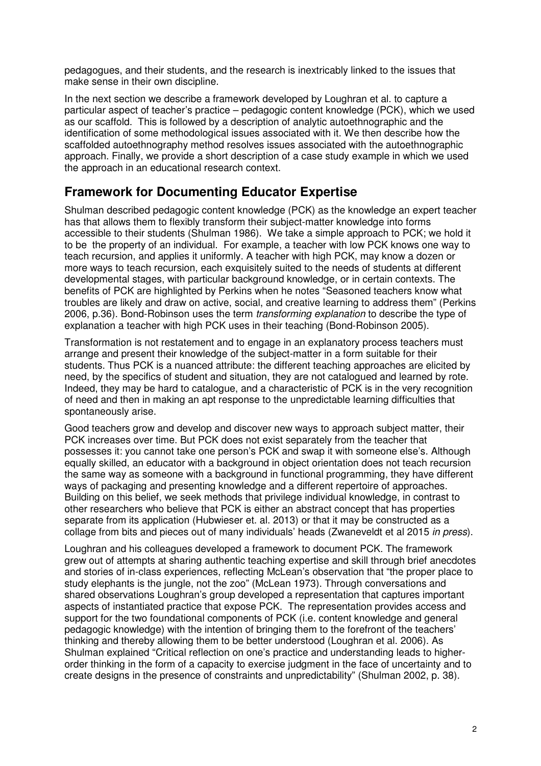pedagogues, and their students, and the research is inextricably linked to the issues that make sense in their own discipline.

In the next section we describe a framework developed by Loughran et al. to capture a particular aspect of teacher's practice – pedagogic content knowledge (PCK), which we used as our scaffold. This is followed by a description of analytic autoethnographic and the identification of some methodological issues associated with it. We then describe how the scaffolded autoethnography method resolves issues associated with the autoethnographic approach. Finally, we provide a short description of a case study example in which we used the approach in an educational research context.

## Framework for Documenting Educator Expertise

Shulman described pedagogic content knowledge (PCK) as the knowledge an expert teacher has that allows them to flexibly transform their subject-matter knowledge into forms accessible to their students (Shulman 1986). We take a simple approach to PCK; we hold it to be the property of an individual. For example, a teacher with low PCK knows one way to teach recursion, and applies it uniformly. A teacher with high PCK, may know a dozen or more ways to teach recursion, each exquisitely suited to the needs of students at different developmental stages, with particular background knowledge, or in certain contexts. The benefits of PCK are highlighted by Perkins when he notes "Seasoned teachers know what troubles are likely and draw on active, social, and creative learning to address them" (Perkins 2006, p.36). Bond-Robinson uses the term *transforming explanation* to describe the type of explanation a teacher with high PCK uses in their teaching (Bond-Robinson 2005).

Transformation is not restatement and to engage in an explanatory process teachers must arrange and present their knowledge of the subject-matter in a form suitable for their students. Thus PCK is a nuanced attribute: the different teaching approaches are elicited by need, by the specifics of student and situation, they are not catalogued and learned by rote. Indeed, they may be hard to catalogue, and a characteristic of PCK is in the very recognition of need and then in making an apt response to the unpredictable learning difficulties that spontaneously arise.

Good teachers grow and develop and discover new ways to approach subject matter, their PCK increases over time. But PCK does not exist separately from the teacher that possesses it: you cannot take one person's PCK and swap it with someone else's. Although equally skilled, an educator with a background in object orientation does not teach recursion the same way as someone with a background in functional programming, they have different ways of packaging and presenting knowledge and a different repertoire of approaches. Building on this belief, we seek methods that privilege individual knowledge, in contrast to other researchers who believe that PCK is either an abstract concept that has properties separate from its application (Hubwieser et. al. 2013) or that it may be constructed as a collage from bits and pieces out of many individuals' heads (Zwaneveldt et al 2015 *in press*).

Loughran and his colleagues developed a framework to document PCK. The framework grew out of attempts at sharing authentic teaching expertise and skill through brief anecdotes and stories of in-class experiences, reflecting McLean's observation that "the proper place to study elephants is the jungle, not the zoo" (McLean 1973). Through conversations and shared observations Loughran's group developed a representation that captures important aspects of instantiated practice that expose PCK. The representation provides access and support for the two foundational components of PCK (i.e. content knowledge and general pedagogic knowledge) with the intention of bringing them to the forefront of the teachers' thinking and thereby allowing them to be better understood (Loughran et al. 2006). As Shulman explained "Critical reflection on one's practice and understanding leads to higher-order thinking in the form of a capacity to exercise judgment in the face of uncertainty and to create designs in the presence of constraints and unpredictability" (Shulman 2002, p. 38).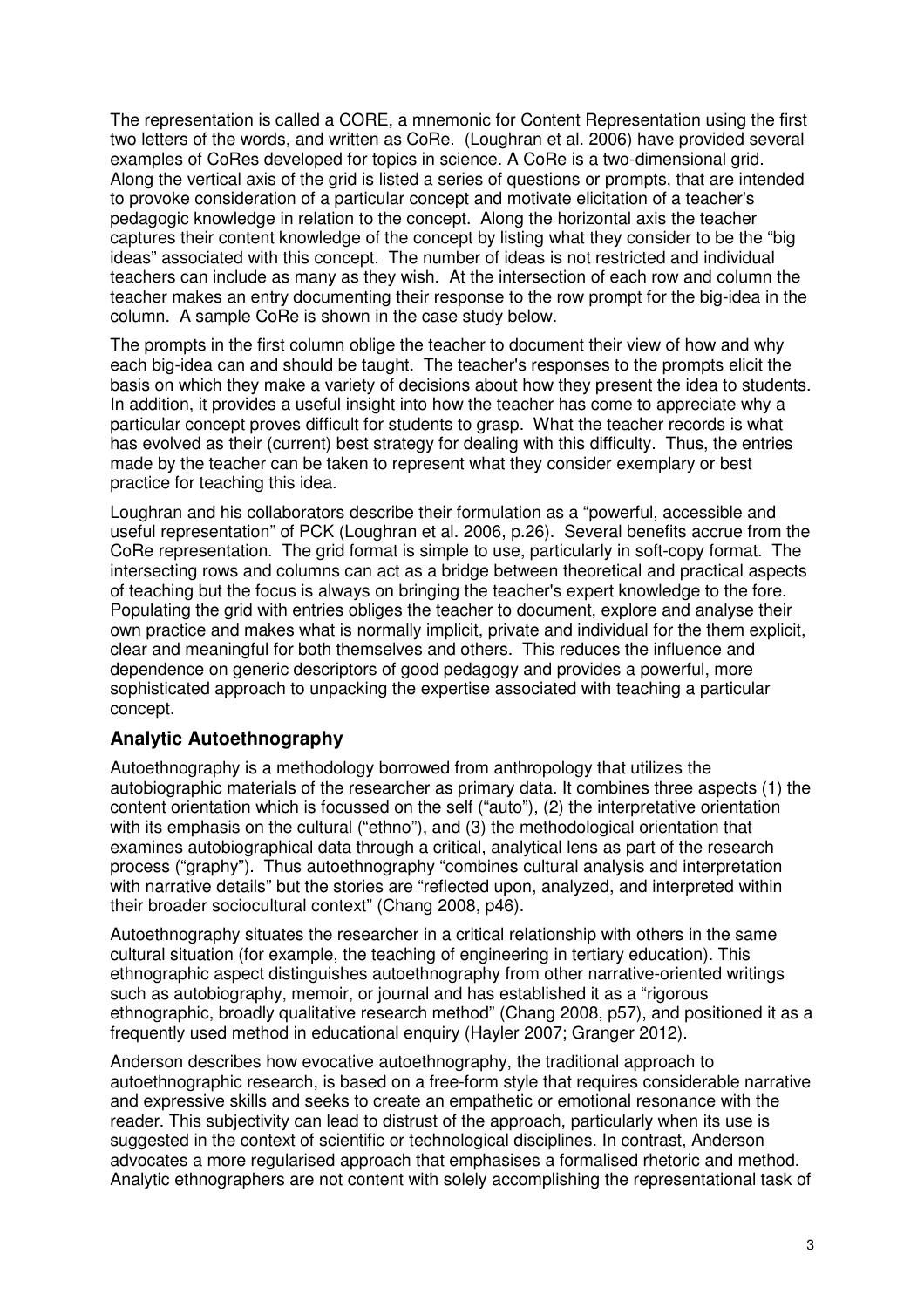The representation is called a CORE, a mnemonic for Content Representation using the first two letters of the words, and written as CoRe. (Loughran et al. 2006) have provided several examples of CoRes developed for topics in science. A CoRe is a two-dimensional grid. Along the vertical axis of the grid is listed a series of questions or prompts, that are intended to provoke consideration of a particular concept and motivate elicitation of a teacher's pedagogic knowledge in relation to the concept. Along the horizontal axis the teacher captures their content knowledge of the concept by listing what they consider to be the "big ideas" associated with this concept. The number of ideas is not restricted and individual teachers can include as many as they wish. At the intersection of each row and column the teacher makes an entry documenting their response to the row prompt for the big-idea in the column. A sample CoRe is shown in the case study below.

The prompts in the first column oblige the teacher to document their view of how and why each big-idea can and should be taught. The teacher's responses to the prompts elicit the basis on which they make a variety of decisions about how they present the idea to students. In addition, it provides a useful insight into how the teacher has come to appreciate why a particular concept proves difficult for students to grasp. What the teacher records is what has evolved as their (current) best strategy for dealing with this difficulty. Thus, the entries made by the teacher can be taken to represent what they consider exemplary or best practice for teaching this idea.

Loughran and his collaborators describe their formulation as a "powerful, accessible and useful representation" of PCK (Loughran et al. 2006, p.26). Several benefits accrue from the CoRe representation. The grid format is simple to use, particularly in soft-copy format. The intersecting rows and columns can act as a bridge between theoretical and practical aspects of teaching but the focus is always on bringing the teacher's expert knowledge to the fore. Populating the grid with entries obliges the teacher to document, explore and analyse their own practice and makes what is normally implicit, private and individual for the them explicit, clear and meaningful for both themselves and others. This reduces the influence and dependence on generic descriptors of good pedagogy and provides a powerful, more sophisticated approach to unpacking the expertise associated with teaching a particular concept.

## Analytic Autoethnography

Autoethnography is a methodology borrowed from anthropology that utilizes the autobiographic materials of the researcher as primary data. It combines three aspects (1) the content orientation which is focussed on the self ("auto"), (2) the interpretative orientation with its emphasis on the cultural ("ethno"), and (3) the methodological orientation that examines autobiographical data through a critical, analytical lens as part of the research process ("graphy"). Thus autoethnography "combines cultural analysis and interpretation with narrative details" but the stories are "reflected upon, analyzed, and interpreted within their broader sociocultural context" (Chang 2008, p46).

Autoethnography situates the researcher in a critical relationship with others in the same cultural situation (for example, the teaching of engineering in tertiary education). This ethnographic aspect distinguishes autoethnography from other narrative-oriented writings such as autobiography, memoir, or journal and has established it as a "rigorous ethnographic, broadly qualitative research method" (Chang 2008, p57), and positioned it as a frequently used method in educational enquiry (Hayler 2007; Granger 2012).

Anderson describes how evocative autoethnography, the traditional approach to autoethnographic research, is based on a free-form style that requires considerable narrative and expressive skills and seeks to create an empathetic or emotional resonance with the reader. This subjectivity can lead to distrust of the approach, particularly when its use is suggested in the context of scientific or technological disciplines. In contrast, Anderson advocates a more regularised approach that emphasises a formalised rhetoric and method. Analytic ethnographers are not content with solely accomplishing the representational task of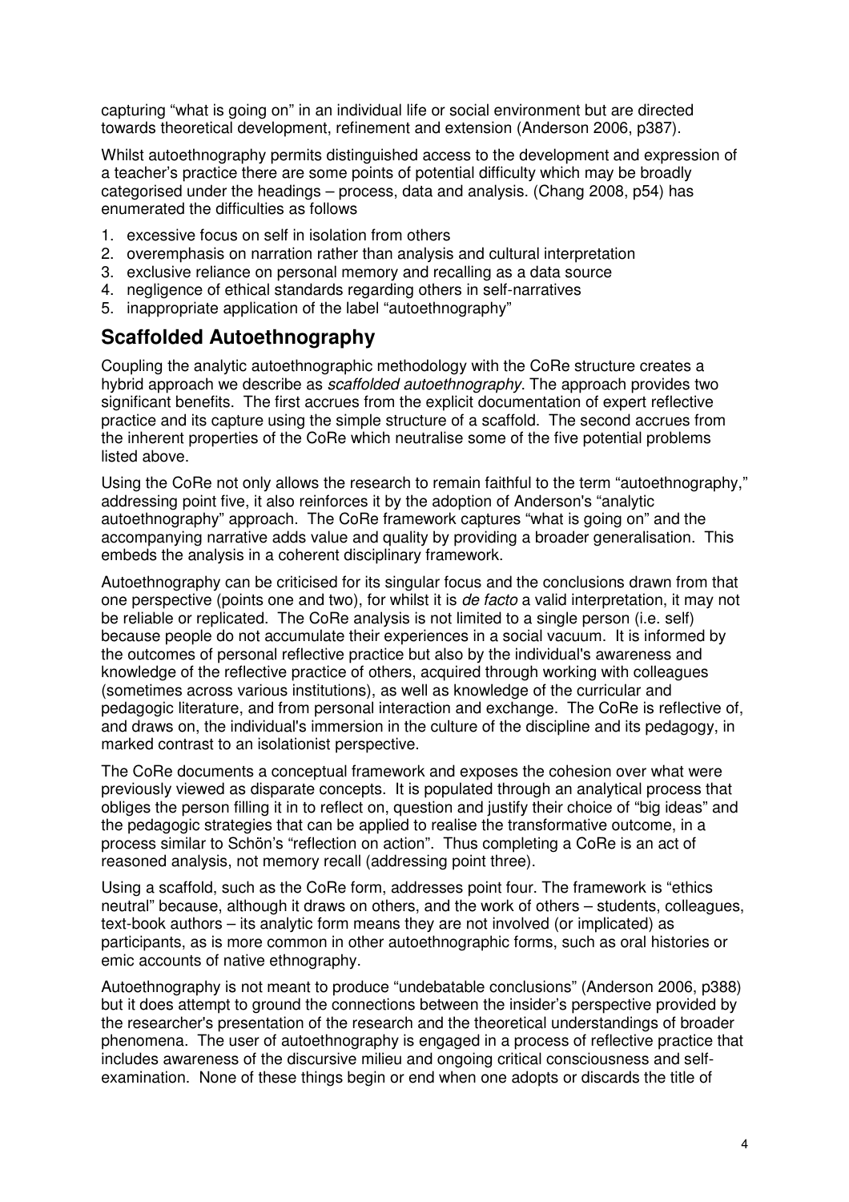capturing "what is going on" in an individual life or social environment but are directed towards theoretical development, refinement and extension (Anderson 2006, p387).

Whilst autoethnography permits distinguished access to the development and expression of a teacher's practice there are some points of potential difficulty which may be broadly categorised under the headings – process, data and analysis. (Chang 2008, p54) has enumerated the difficulties as follows

1. excessive focus on self in isolation from others
2. overemphasis on narration rather than analysis and cultural interpretation
3. exclusive reliance on personal memory and recalling as a data source
4. negligence of ethical standards regarding others in self-narratives
5. inappropriate application of the label "autoethnography"

## Scaffolded Autoethnography

Coupling the analytic autoethnographic methodology with the CoRe structure creates a hybrid approach we describe as *scaffolded autoethnography*. The approach provides two significant benefits. The first accrues from the explicit documentation of expert reflective practice and its capture using the simple structure of a scaffold. The second accrues from the inherent properties of the CoRe which neutralise some of the five potential problems listed above.

Using the CoRe not only allows the research to remain faithful to the term "autoethnography," addressing point five, it also reinforces it by the adoption of Anderson's "analytic autoethnography" approach. The CoRe framework captures "what is going on" and the accompanying narrative adds value and quality by providing a broader generalisation. This embeds the analysis in a coherent disciplinary framework.

Autoethnography can be criticised for its singular focus and the conclusions drawn from that one perspective (points one and two), for whilst it is *de facto* a valid interpretation, it may not be reliable or replicated. The CoRe analysis is not limited to a single person (i.e. self) because people do not accumulate their experiences in a social vacuum. It is informed by the outcomes of personal reflective practice but also by the individual's awareness and knowledge of the reflective practice of others, acquired through working with colleagues (sometimes across various institutions), as well as knowledge of the curricular and pedagogic literature, and from personal interaction and exchange. The CoRe is reflective of, and draws on, the individual's immersion in the culture of the discipline and its pedagogy, in marked contrast to an isolationist perspective.

The CoRe documents a conceptual framework and exposes the cohesion over what were previously viewed as disparate concepts. It is populated through an analytical process that obliges the person filling it in to reflect on, question and justify their choice of "big ideas" and the pedagogic strategies that can be applied to realise the transformative outcome, in a process similar to Schön's "reflection on action". Thus completing a CoRe is an act of reasoned analysis, not memory recall (addressing point three).

Using a scaffold, such as the CoRe form, addresses point four. The framework is "ethics neutral" because, although it draws on others, and the work of others – students, colleagues, text-book authors – its analytic form means they are not involved (or implicated) as participants, as is more common in other autoethnographic forms, such as oral histories or emic accounts of native ethnography.

Autoethnography is not meant to produce "undebatable conclusions" (Anderson 2006, p388) but it does attempt to ground the connections between the insider's perspective provided by the researcher's presentation of the research and the theoretical understandings of broader phenomena. The user of autoethnography is engaged in a process of reflective practice that includes awareness of the discursive milieu and ongoing critical consciousness and self-examination. None of these things begin or end when one adopts or discards the title of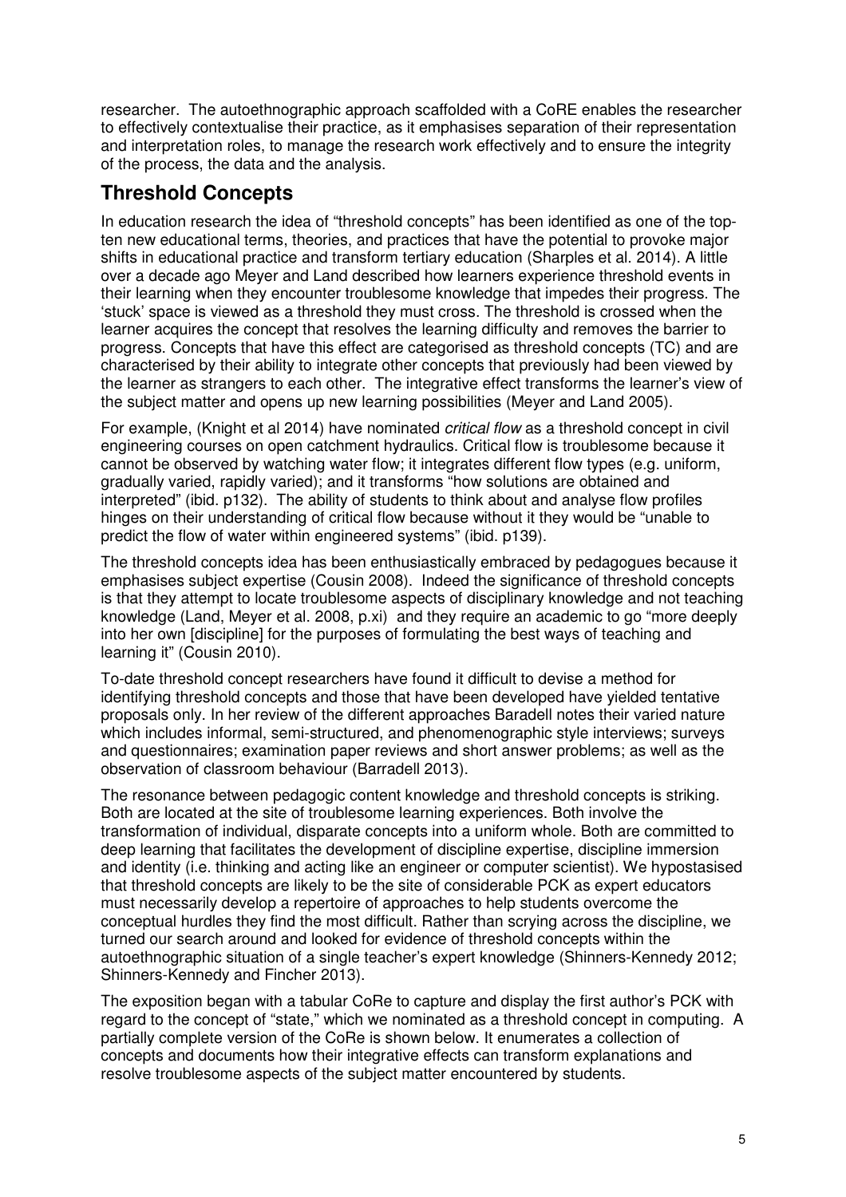researcher. The autoethnographic approach scaffolded with a CoRE enables the researcher to effectively contextualise their practice, as it emphasises separation of their representation and interpretation roles, to manage the research work effectively and to ensure the integrity of the process, the data and the analysis.

## Threshold Concepts

In education research the idea of "threshold concepts" has been identified as one of the top-ten new educational terms, theories, and practices that have the potential to provoke major shifts in educational practice and transform tertiary education (Sharples et al. 2014). A little over a decade ago Meyer and Land described how learners experience threshold events in their learning when they encounter troublesome knowledge that impedes their progress. The 'stuck' space is viewed as a threshold they must cross. The threshold is crossed when the learner acquires the concept that resolves the learning difficulty and removes the barrier to progress. Concepts that have this effect are categorised as threshold concepts (TC) and are characterised by their ability to integrate other concepts that previously had been viewed by the learner as strangers to each other. The integrative effect transforms the learner's view of the subject matter and opens up new learning possibilities (Meyer and Land 2005).

For example, (Knight et al 2014) have nominated *critical flow* as a threshold concept in civil engineering courses on open catchment hydraulics. Critical flow is troublesome because it cannot be observed by watching water flow; it integrates different flow types (e.g. uniform, gradually varied, rapidly varied); and it transforms "how solutions are obtained and interpreted" (ibid. p132). The ability of students to think about and analyse flow profiles hinges on their understanding of critical flow because without it they would be "unable to predict the flow of water within engineered systems" (ibid. p139).

The threshold concepts idea has been enthusiastically embraced by pedagogues because it emphasises subject expertise (Cousin 2008). Indeed the significance of threshold concepts is that they attempt to locate troublesome aspects of disciplinary knowledge and not teaching knowledge (Land, Meyer et al. 2008, p.xi) and they require an academic to go "more deeply into her own [discipline] for the purposes of formulating the best ways of teaching and learning it" (Cousin 2010).

To-date threshold concept researchers have found it difficult to devise a method for identifying threshold concepts and those that have been developed have yielded tentative proposals only. In her review of the different approaches Baradell notes their varied nature which includes informal, semi-structured, and phenomenographic style interviews; surveys and questionnaires; examination paper reviews and short answer problems; as well as the observation of classroom behaviour (Barradell 2013).

The resonance between pedagogic content knowledge and threshold concepts is striking. Both are located at the site of troublesome learning experiences. Both involve the transformation of individual, disparate concepts into a uniform whole. Both are committed to deep learning that facilitates the development of discipline expertise, discipline immersion and identity (i.e. thinking and acting like an engineer or computer scientist). We hypostasised that threshold concepts are likely to be the site of considerable PCK as expert educators must necessarily develop a repertoire of approaches to help students overcome the conceptual hurdles they find the most difficult. Rather than scrying across the discipline, we turned our search around and looked for evidence of threshold concepts within the autoethnographic situation of a single teacher's expert knowledge (Shinners-Kennedy 2012; Shinners-Kennedy and Fincher 2013).

The exposition began with a tabular CoRe to capture and display the first author's PCK with regard to the concept of "state," which we nominated as a threshold concept in computing. A partially complete version of the CoRe is shown below. It enumerates a collection of concepts and documents how their integrative effects can transform explanations and resolve troublesome aspects of the subject matter encountered by students.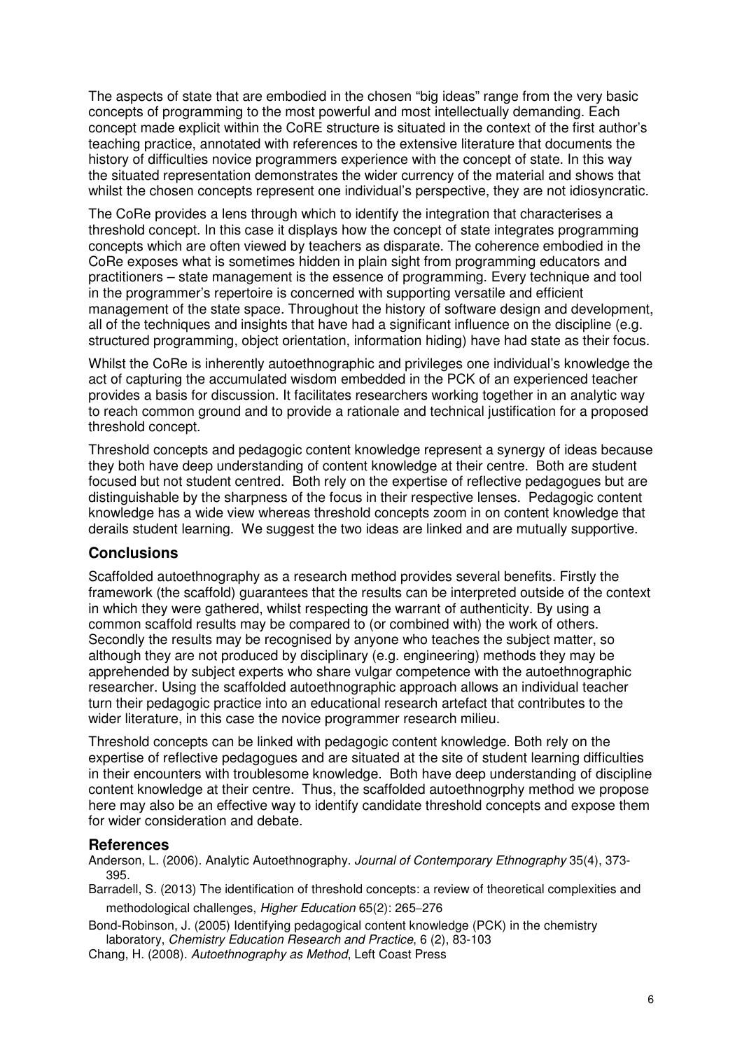The aspects of state that are embodied in the chosen "big ideas" range from the very basic concepts of programming to the most powerful and most intellectually demanding. Each concept made explicit within the CoRE structure is situated in the context of the first author's teaching practice, annotated with references to the extensive literature that documents the history of difficulties novice programmers experience with the concept of state. In this way the situated representation demonstrates the wider currency of the material and shows that whilst the chosen concepts represent one individual's perspective, they are not idiosyncratic.

The CoRe provides a lens through which to identify the integration that characterises a threshold concept. In this case it displays how the concept of state integrates programming concepts which are often viewed by teachers as disparate. The coherence embodied in the CoRe exposes what is sometimes hidden in plain sight from programming educators and practitioners – state management is the essence of programming. Every technique and tool in the programmer's repertoire is concerned with supporting versatile and efficient management of the state space. Throughout the history of software design and development, all of the techniques and insights that have had a significant influence on the discipline (e.g. structured programming, object orientation, information hiding) have had state as their focus.

Whilst the CoRe is inherently autoethnographic and privileges one individual's knowledge the act of capturing the accumulated wisdom embedded in the PCK of an experienced teacher provides a basis for discussion. It facilitates researchers working together in an analytic way to reach common ground and to provide a rationale and technical justification for a proposed threshold concept.

Threshold concepts and pedagogic content knowledge represent a synergy of ideas because they both have deep understanding of content knowledge at their centre. Both are student focused but not student centred. Both rely on the expertise of reflective pedagogues but are distinguishable by the sharpness of the focus in their respective lenses. Pedagogic content knowledge has a wide view whereas threshold concepts zoom in on content knowledge that derails student learning. We suggest the two ideas are linked and are mutually supportive.

## Conclusions

Scaffolded autoethnography as a research method provides several benefits. Firstly the framework (the scaffold) guarantees that the results can be interpreted outside of the context in which they were gathered, whilst respecting the warrant of authenticity. By using a common scaffold results may be compared to (or combined with) the work of others. Secondly the results may be recognised by anyone who teaches the subject matter, so although they are not produced by disciplinary (e.g. engineering) methods they may be apprehended by subject experts who share vulgar competence with the autoethnographic researcher. Using the scaffolded autoethnographic approach allows an individual teacher turn their pedagogic practice into an educational research artefact that contributes to the wider literature, in this case the novice programmer research milieu.

Threshold concepts can be linked with pedagogic content knowledge. Both rely on the expertise of reflective pedagogues and are situated at the site of student learning difficulties in their encounters with troublesome knowledge. Both have deep understanding of discipline content knowledge at their centre. Thus, the scaffolded autoethnogrphy method we propose here may also be an effective way to identify candidate threshold concepts and expose them for wider consideration and debate.

## References

Anderson, L. (2006). Analytic Autoethnography. *Journal of Contemporary Ethnography* 35(4), 373-395.

Barradell, S. (2013) The identification of threshold concepts: a review of theoretical complexities and methodological challenges, *Higher Education* 65(2): 265–276

Bond-Robinson, J. (2005) Identifying pedagogical content knowledge (PCK) in the chemistry laboratory, *Chemistry Education Research and Practice*, 6 (2), 83-103

Chang, H. (2008). *Autoethnography as Method*, Left Coast Press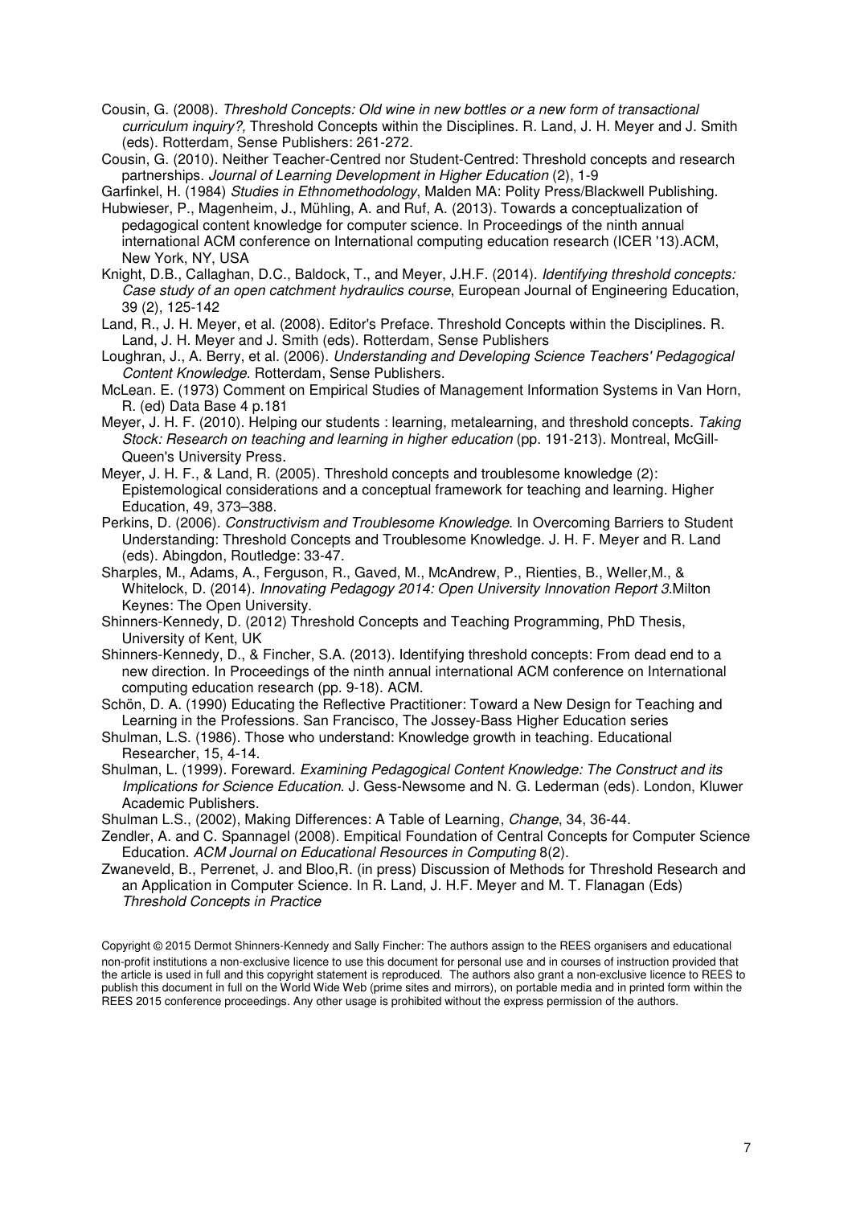Cousin, G. (2008). *Threshold Concepts: Old wine in new bottles or a new form of transactional curriculum inquiry?,* Threshold Concepts within the Disciplines. R. Land, J. H. Meyer and J. Smith (eds). Rotterdam, Sense Publishers: 261-272.

Cousin, G. (2010). Neither Teacher-Centred nor Student-Centred: Threshold concepts and research partnerships. *Journal of Learning Development in Higher Education* (2), 1-9

Garfinkel, H. (1984) *Studies in Ethnomethodology*, Malden MA: Polity Press/Blackwell Publishing.

Hubwieser, P., Magenheim, J., Mühling, A. and Ruf, A. (2013). Towards a conceptualization of pedagogical content knowledge for computer science. In Proceedings of the ninth annual international ACM conference on International computing education research (ICER '13).ACM, New York, NY, USA

Knight, D.B., Callaghan, D.C., Baldock, T., and Meyer, J.H.F. (2014). *Identifying threshold concepts: Case study of an open catchment hydraulics course*, European Journal of Engineering Education, 39 (2), 125-142

Land, R., J. H. Meyer, et al. (2008). Editor's Preface. Threshold Concepts within the Disciplines. R. Land, J. H. Meyer and J. Smith (eds). Rotterdam, Sense Publishers

Loughran, J., A. Berry, et al. (2006). *Understanding and Developing Science Teachers' Pedagogical Content Knowledge*. Rotterdam, Sense Publishers.

McLean. E. (1973) Comment on Empirical Studies of Management Information Systems in Van Horn, R. (ed) Data Base 4 p.181

Meyer, J. H. F. (2010). Helping our students : learning, metalearning, and threshold concepts. *Taking Stock: Research on teaching and learning in higher education* (pp. 191-213). Montreal, McGill-Queen's University Press.

Meyer, J. H. F., & Land, R. (2005). Threshold concepts and troublesome knowledge (2): Epistemological considerations and a conceptual framework for teaching and learning. Higher Education, 49, 373–388.

Perkins, D. (2006). *Constructivism and Troublesome Knowledge*. In Overcoming Barriers to Student Understanding: Threshold Concepts and Troublesome Knowledge. J. H. F. Meyer and R. Land (eds). Abingdon, Routledge: 33-47.

Sharples, M., Adams, A., Ferguson, R., Gaved, M., McAndrew, P., Rienties, B., Weller,M., & Whitelock, D. (2014). *Innovating Pedagogy 2014: Open University Innovation Report 3*.Milton Keynes: The Open University.

Shinners-Kennedy, D. (2012) Threshold Concepts and Teaching Programming, PhD Thesis, University of Kent, UK

Shinners-Kennedy, D., & Fincher, S.A. (2013). Identifying threshold concepts: From dead end to a new direction. In Proceedings of the ninth annual international ACM conference on International computing education research (pp. 9-18). ACM.

Schön, D. A. (1990) Educating the Reflective Practitioner: Toward a New Design for Teaching and Learning in the Professions. San Francisco, The Jossey-Bass Higher Education series

Shulman, L.S. (1986). Those who understand: Knowledge growth in teaching. Educational Researcher, 15, 4-14.

Shulman, L. (1999). Foreward. *Examining Pedagogical Content Knowledge: The Construct and its Implications for Science Education*. J. Gess-Newsome and N. G. Lederman (eds). London, Kluwer Academic Publishers.

Shulman L.S., (2002), Making Differences: A Table of Learning, *Change*, 34, 36-44.

Zendler, A. and C. Spannagel (2008). Empitical Foundation of Central Concepts for Computer Science Education. *ACM Journal on Educational Resources in Computing* 8(2).

Zwaneveld, B., Perrenet, J. and Bloo,R. (in press) Discussion of Methods for Threshold Research and an Application in Computer Science. In R. Land, J. H.F. Meyer and M. T. Flanagan (Eds) *Threshold Concepts in Practice*

Copyright © 2015 Dermot Shinners-Kennedy and Sally Fincher: The authors assign to the REES organisers and educational non-profit institutions a non-exclusive licence to use this document for personal use and in courses of instruction provided that the article is used in full and this copyright statement is reproduced. The authors also grant a non-exclusive licence to REES to publish this document in full on the World Wide Web (prime sites and mirrors), on portable media and in printed form within the REES 2015 conference proceedings. Any other usage is prohibited without the express permission of the authors.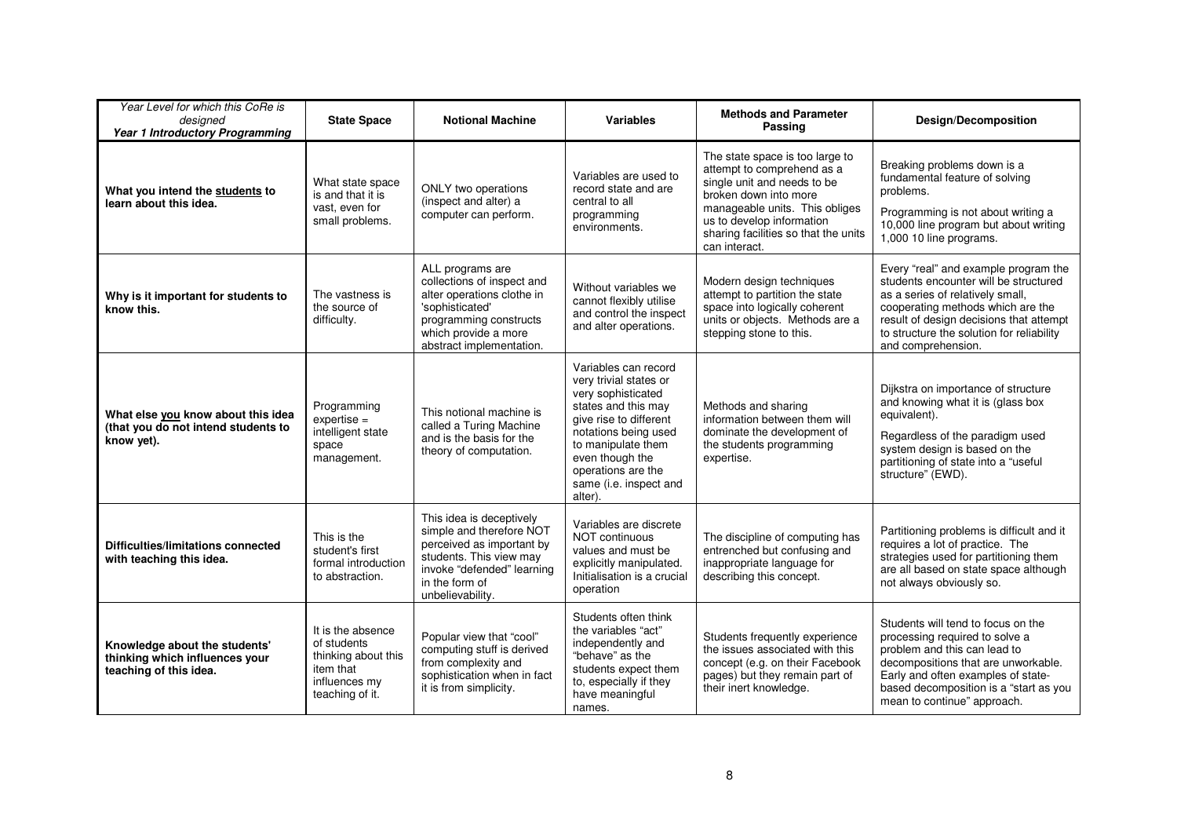| *Year Level for which this CoRe is designed* ***Year 1 Introductory Programming*** | **State Space** | **Notional Machine** | **Variables** | **Methods and Parameter Passing** | **Design/Decomposition** |
| --- | --- | --- | --- | --- | --- |
| **What you intend the students to learn about this idea.** | What state space is and that it is vast, even for small problems. | ONLY two operations (inspect and alter) a computer can perform. | Variables are used to record state and are central to all programming environments. | The state space is too large to attempt to comprehend as a single unit and needs to be broken down into more manageable units. This obliges us to develop information sharing facilities so that the units can interact. | Breaking problems down is a fundamental feature of solving problems. Programming is not about writing a 10,000 line program but about writing 1,000 10 line programs. |
| **Why is it important for students to know this.** | The vastness is the source of difficulty. | ALL programs are collections of inspect and alter operations clothe in 'sophisticated' programming constructs which provide a more abstract implementation. | Without variables we cannot flexibly utilise and control the inspect and alter operations. | Modern design techniques attempt to partition the state space into logically coherent units or objects. Methods are a stepping stone to this. | Every "real" and example program the students encounter will be structured as a series of relatively small, cooperating methods which are the result of design decisions that attempt to structure the solution for reliability and comprehension. |
| **What else you know about this idea (that you do not intend students to know yet).** | Programming expertise = intelligent state space management. | This notional machine is called a Turing Machine and is the basis for the theory of computation. | Variables can record very trivial states or very sophisticated states and this may give rise to different notations being used to manipulate them even though the operations are the same (i.e. inspect and alter). | Methods and sharing information between them will dominate the development of the students programming expertise. | Dijkstra on importance of structure and knowing what it is (glass box equivalent). Regardless of the paradigm used system design is based on the partitioning of state into a "useful structure" (EWD). |
| **Difficulties/limitations connected with teaching this idea.** | This is the student's first formal introduction to abstraction. | This idea is deceptively simple and therefore NOT perceived as important by students. This view may invoke "defended" learning in the form of unbelievability. | Variables are discrete NOT continuous values and must be explicitly manipulated. Initialisation is a crucial operation | The discipline of computing has entrenched but confusing and inappropriate language for describing this concept. | Partitioning problems is difficult and it requires a lot of practice. The strategies used for partitioning them are all based on state space although not always obviously so. |
| **Knowledge about the students' thinking which influences your teaching of this idea.** | It is the absence of students thinking about this item that influences my teaching of it. | Popular view that "cool" computing stuff is derived from complexity and sophistication when in fact it is from simplicity. | Students often think the variables "act" independently and "behave" as the students expect them to, especially if they have meaningful names. | Students frequently experience the issues associated with this concept (e.g. on their Facebook pages) but they remain part of their inert knowledge. | Students will tend to focus on the processing required to solve a problem and this can lead to decompositions that are unworkable. Early and often examples of state-based decomposition is a "start as you mean to continue" approach. |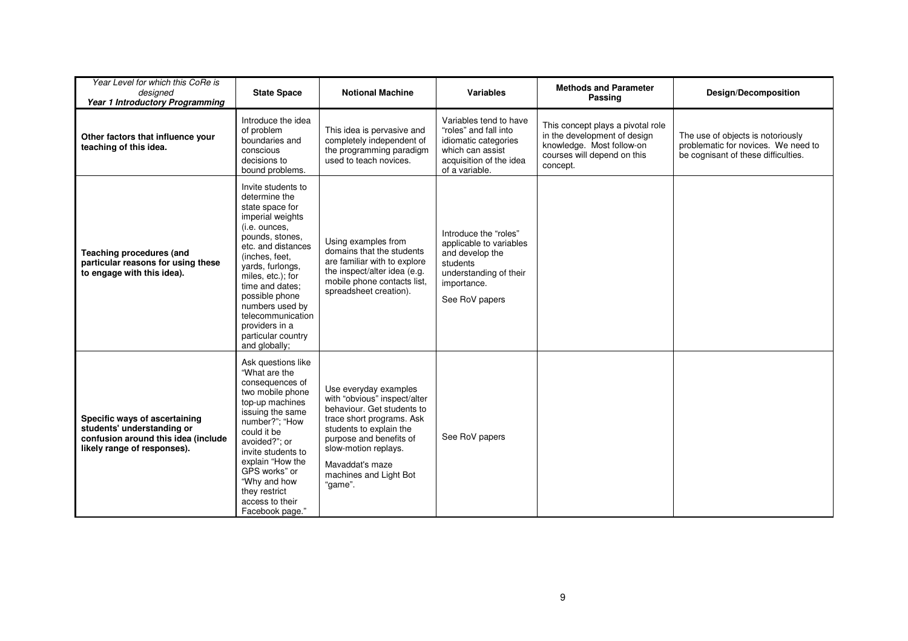| *Year Level for which this CoRe is designed* **Year 1 Introductory Programming** | **State Space** | **Notional Machine** | **Variables** | **Methods and Parameter Passing** | **Design/Decomposition** |
|---|---|---|---|---|---|
| **Other factors that influence your teaching of this idea.** | Introduce the idea of problem boundaries and conscious decisions to bound problems. | This idea is pervasive and completely independent of the programming paradigm used to teach novices. | Variables tend to have "roles" and fall into idiomatic categories which can assist acquisition of the idea of a variable. | This concept plays a pivotal role in the development of design knowledge. Most follow-on courses will depend on this concept. | The use of objects is notoriously problematic for novices. We need to be cognisant of these difficulties. |
| **Teaching procedures (and particular reasons for using these to engage with this idea).** | Invite students to determine the state space for imperial weights (i.e. ounces, pounds, stones, etc. and distances (inches, feet, yards, furlongs, miles, etc.); for time and dates; possible phone numbers used by telecommunication providers in a particular country and globally; | Using examples from domains that the students are familiar with to explore the inspect/alter idea (e.g. mobile phone contacts list, spreadsheet creation). | Introduce the "roles" applicable to variables and develop the students understanding of their importance.<br><br>See RoV papers | | |
| **Specific ways of ascertaining students' understanding or confusion around this idea (include likely range of responses).** | Ask questions like "What are the consequences of two mobile phone top-up machines issuing the same number?"; "How could it be avoided?"; or invite students to explain "How the GPS works" or "Why and how they restrict access to their Facebook page." | Use everyday examples with "obvious" inspect/alter behaviour. Get students to trace short programs. Ask students to explain the purpose and benefits of slow-motion replays.<br><br>Mavaddat's maze machines and Light Bot "game". | See RoV papers | | |